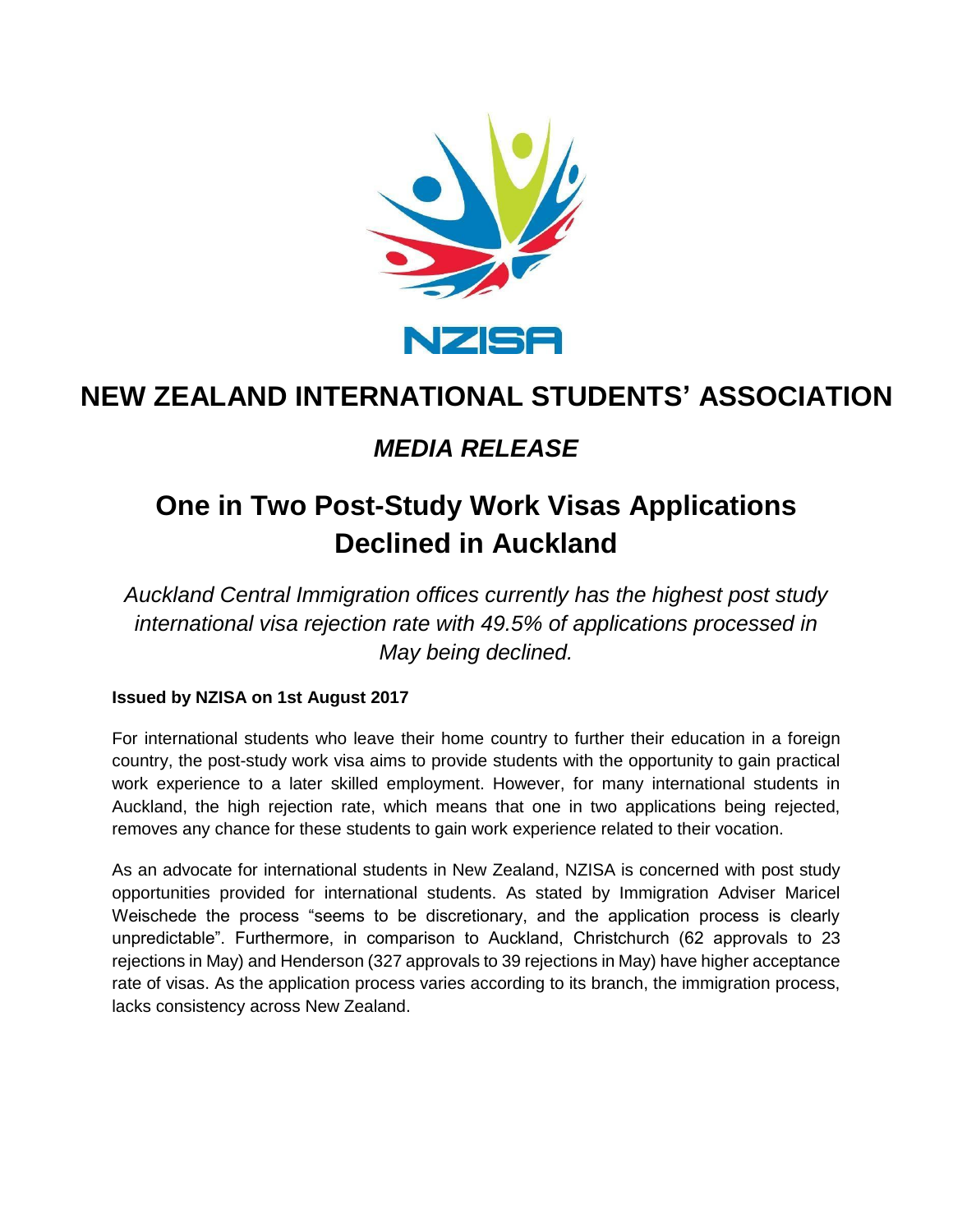NZISA

# NEW ZEALAND INTERNATIONAL STUDENTS' ASSOCIATION

## *MEDIA RELEASE*

# One in Two Post-Study Work Visas Applications Declined in Auckland

*Auckland Central Immigration offices currently has the highest post study international visa rejection rate with 49.5% of applications processed in May being declined.*

**Issued by NZISA on 1st August 2017**

For international students who leave their home country to further their education in a foreign country, the post-study work visa aims to provide students with the opportunity to gain practical work experience to a later skilled employment. However, for many international students in Auckland, the high rejection rate, which means that one in two applications being rejected, removes any chance for these students to gain work experience related to their vocation.

As an advocate for international students in New Zealand, NZISA is concerned with post study opportunities provided for international students. As stated by Immigration Adviser Maricel Weischede the process "seems to be discretionary, and the application process is clearly unpredictable". Furthermore, in comparison to Auckland, Christchurch (62 approvals to 23 rejections in May) and Henderson (327 approvals to 39 rejections in May) have higher acceptance rate of visas. As the application process varies according to its branch, the immigration process, lacks consistency across New Zealand.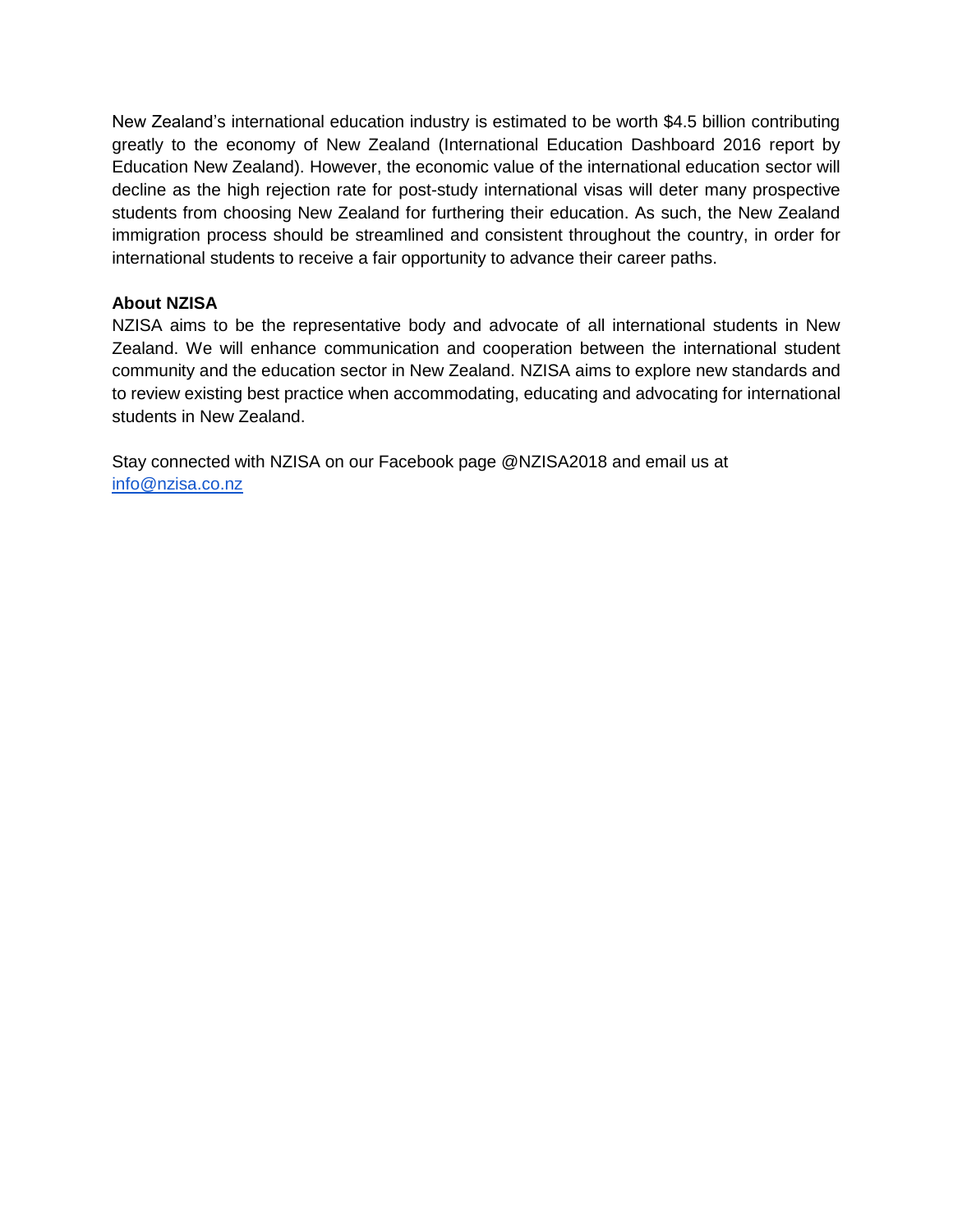New Zealand's international education industry is estimated to be worth $4.5 billion contributing greatly to the economy of New Zealand (International Education Dashboard 2016 report by Education New Zealand). However, the economic value of the international education sector will decline as the high rejection rate for post-study international visas will deter many prospective students from choosing New Zealand for furthering their education. As such, the New Zealand immigration process should be streamlined and consistent throughout the country, in order for international students to receive a fair opportunity to advance their career paths.

**About NZISA**

NZISA aims to be the representative body and advocate of all international students in New Zealand. We will enhance communication and cooperation between the international student community and the education sector in New Zealand. NZISA aims to explore new standards and to review existing best practice when accommodating, educating and advocating for international students in New Zealand.

Stay connected with NZISA on our Facebook page @NZISA2018 and email us at [info@nzisa.co.nz](mailto:info@nzisa.co.nz)